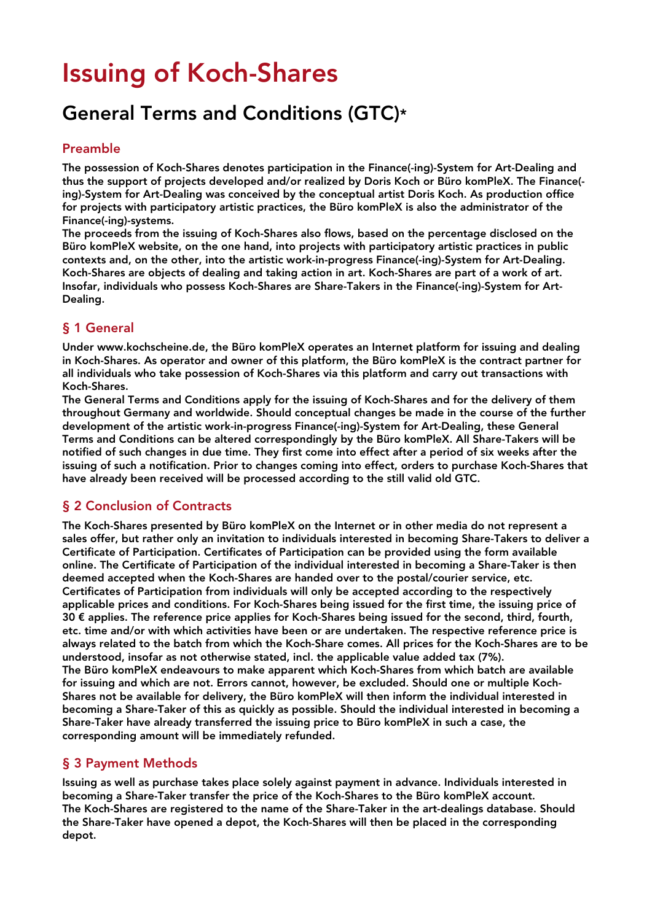# Issuing of Koch-Shares

## General Terms and Conditions (GTC)*

### Preamble

The possession of Koch-Shares denotes participation in the Finance(-ing)-System for Art-Dealing and thus the support of projects developed and/or realized by Doris Koch or Büro komPleX. The Finance(-ing)-System for Art-Dealing was conceived by the conceptual artist Doris Koch. As production office for projects with participatory artistic practices, the Büro komPleX is also the administrator of the Finance(-ing)-systems.
The proceeds from the issuing of Koch-Shares also flows, based on the percentage disclosed on the Büro komPleX website, on the one hand, into projects with participatory artistic practices in public contexts and, on the other, into the artistic work-in-progress Finance(-ing)-System for Art-Dealing. Koch-Shares are objects of dealing and taking action in art. Koch-Shares are part of a work of art. Insofar, individuals who possess Koch-Shares are Share-Takers in the Finance(-ing)-System for Art-Dealing.

### § 1 General

Under www.kochscheine.de, the Büro komPleX operates an Internet platform for issuing and dealing in Koch-Shares. As operator and owner of this platform, the Büro komPleX is the contract partner for all individuals who take possession of Koch-Shares via this platform and carry out transactions with Koch-Shares.
The General Terms and Conditions apply for the issuing of Koch-Shares and for the delivery of them throughout Germany and worldwide. Should conceptual changes be made in the course of the further development of the artistic work-in-progress Finance(-ing)-System for Art-Dealing, these General Terms and Conditions can be altered correspondingly by the Büro komPleX. All Share-Takers will be notified of such changes in due time. They first come into effect after a period of six weeks after the issuing of such a notification. Prior to changes coming into effect, orders to purchase Koch-Shares that have already been received will be processed according to the still valid old GTC.

### § 2 Conclusion of Contracts

The Koch-Shares presented by Büro komPleX on the Internet or in other media do not represent a sales offer, but rather only an invitation to individuals interested in becoming Share-Takers to deliver a Certificate of Participation. Certificates of Participation can be provided using the form available online. The Certificate of Participation of the individual interested in becoming a Share-Taker is then deemed accepted when the Koch-Shares are handed over to the postal/courier service, etc. Certificates of Participation from individuals will only be accepted according to the respectively applicable prices and conditions. For Koch-Shares being issued for the first time, the issuing price of 30 € applies. The reference price applies for Koch-Shares being issued for the second, third, fourth, etc. time and/or with which activities have been or are undertaken. The respective reference price is always related to the batch from which the Koch-Share comes. All prices for the Koch-Shares are to be understood, insofar as not otherwise stated, incl. the applicable value added tax (7%).
The Büro komPleX endeavours to make apparent which Koch-Shares from which batch are available for issuing and which are not. Errors cannot, however, be excluded. Should one or multiple Koch-Shares not be available for delivery, the Büro komPleX will then inform the individual interested in becoming a Share-Taker of this as quickly as possible. Should the individual interested in becoming a Share-Taker have already transferred the issuing price to Büro komPleX in such a case, the corresponding amount will be immediately refunded.

### § 3 Payment Methods

Issuing as well as purchase takes place solely against payment in advance. Individuals interested in becoming a Share-Taker transfer the price of the Koch-Shares to the Büro komPleX account.
The Koch-Shares are registered to the name of the Share-Taker in the art-dealings database. Should the Share-Taker have opened a depot, the Koch-Shares will then be placed in the corresponding depot.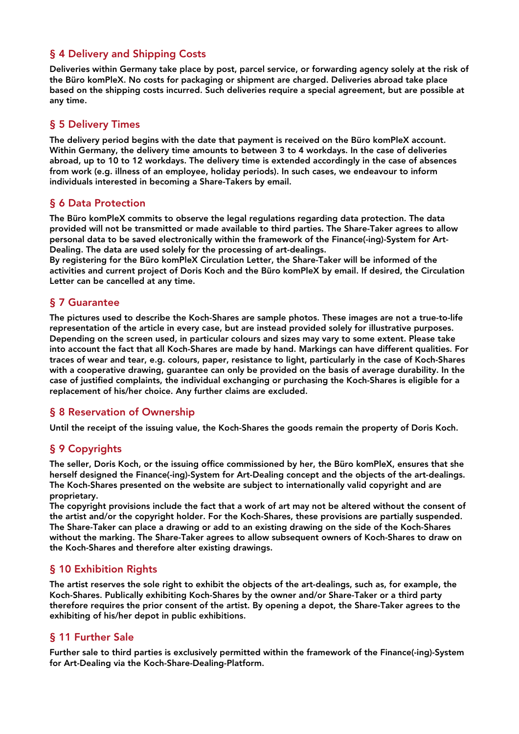## § 4 Delivery and Shipping Costs

Deliveries within Germany take place by post, parcel service, or forwarding agency solely at the risk of the Büro komPleX. No costs for packaging or shipment are charged. Deliveries abroad take place based on the shipping costs incurred. Such deliveries require a special agreement, but are possible at any time.

## § 5 Delivery Times

The delivery period begins with the date that payment is received on the Büro komPleX account. Within Germany, the delivery time amounts to between 3 to 4 workdays. In the case of deliveries abroad, up to 10 to 12 workdays. The delivery time is extended accordingly in the case of absences from work (e.g. illness of an employee, holiday periods). In such cases, we endeavour to inform individuals interested in becoming a Share-Takers by email.

## § 6 Data Protection

The Büro komPleX commits to observe the legal regulations regarding data protection. The data provided will not be transmitted or made available to third parties. The Share-Taker agrees to allow personal data to be saved electronically within the framework of the Finance(-ing)-System for Art-Dealing. The data are used solely for the processing of art-dealings.
By registering for the Büro komPleX Circulation Letter, the Share-Taker will be informed of the activities and current project of Doris Koch and the Büro komPleX by email. If desired, the Circulation Letter can be cancelled at any time.

## § 7 Guarantee

The pictures used to describe the Koch-Shares are sample photos. These images are not a true-to-life representation of the article in every case, but are instead provided solely for illustrative purposes. Depending on the screen used, in particular colours and sizes may vary to some extent. Please take into account the fact that all Koch-Shares are made by hand. Markings can have different qualities. For traces of wear and tear, e.g. colours, paper, resistance to light, particularly in the case of Koch-Shares with a cooperative drawing, guarantee can only be provided on the basis of average durability. In the case of justified complaints, the individual exchanging or purchasing the Koch-Shares is eligible for a replacement of his/her choice. Any further claims are excluded.

## § 8 Reservation of Ownership

Until the receipt of the issuing value, the Koch-Shares the goods remain the property of Doris Koch.

## § 9 Copyrights

The seller, Doris Koch, or the issuing office commissioned by her, the Büro komPleX, ensures that she herself designed the Finance(-ing)-System for Art-Dealing concept and the objects of the art-dealings. The Koch-Shares presented on the website are subject to internationally valid copyright and are proprietary.
The copyright provisions include the fact that a work of art may not be altered without the consent of the artist and/or the copyright holder. For the Koch-Shares, these provisions are partially suspended. The Share-Taker can place a drawing or add to an existing drawing on the side of the Koch-Shares without the marking. The Share-Taker agrees to allow subsequent owners of Koch-Shares to draw on the Koch-Shares and therefore alter existing drawings.

## § 10 Exhibition Rights

The artist reserves the sole right to exhibit the objects of the art-dealings, such as, for example, the Koch-Shares. Publically exhibiting Koch-Shares by the owner and/or Share-Taker or a third party therefore requires the prior consent of the artist. By opening a depot, the Share-Taker agrees to the exhibiting of his/her depot in public exhibitions.

## § 11 Further Sale

Further sale to third parties is exclusively permitted within the framework of the Finance(-ing)-System for Art-Dealing via the Koch-Share-Dealing-Platform.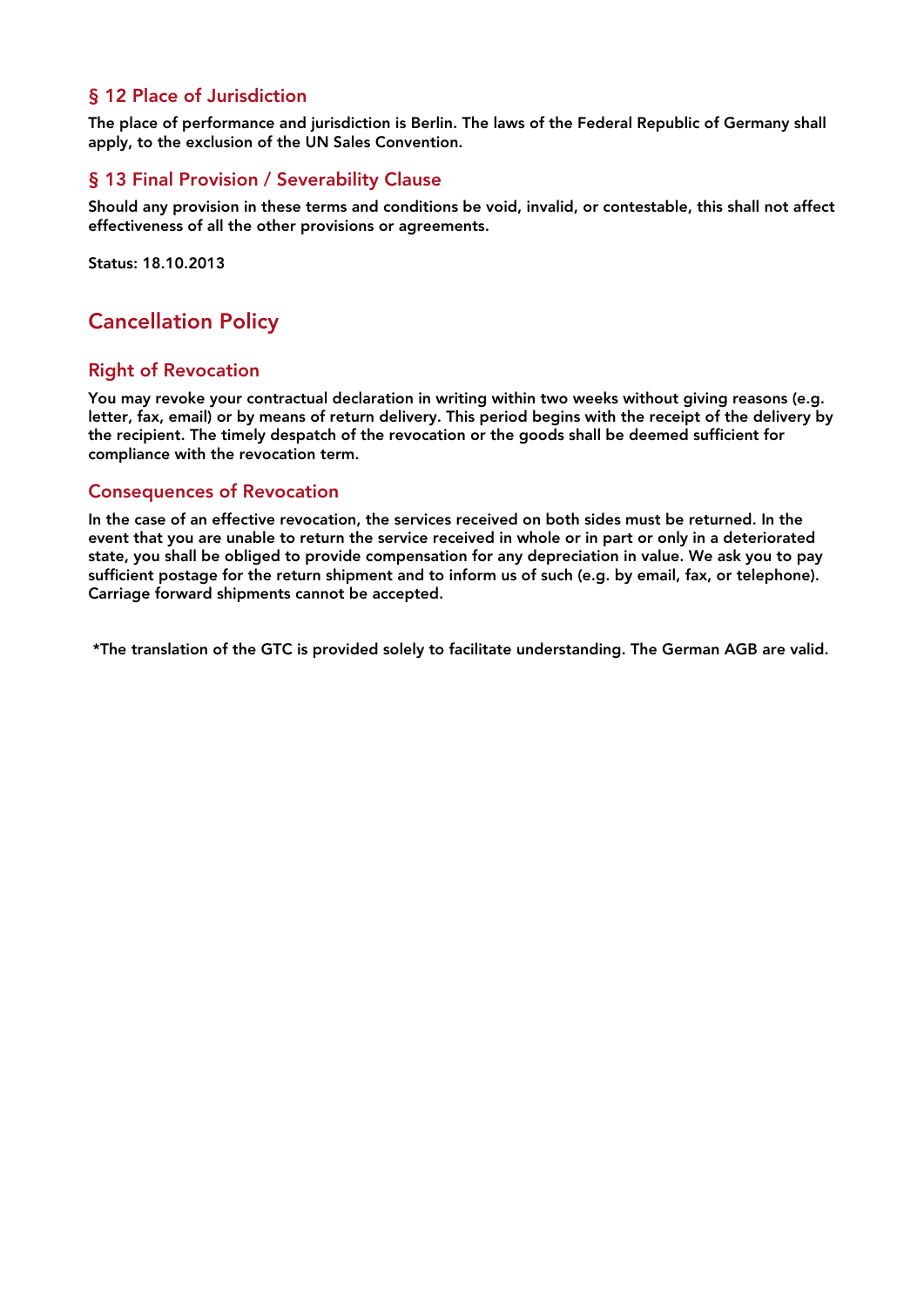### § 12 Place of Jurisdiction

**The place of performance and jurisdiction is Berlin. The laws of the Federal Republic of Germany shall apply, to the exclusion of the UN Sales Convention.**

### § 13 Final Provision / Severability Clause

**Should any provision in these terms and conditions be void, invalid, or contestable, this shall not affect effectiveness of all the other provisions or agreements.**

**Status: 18.10.2013**

## Cancellation Policy

### Right of Revocation

**You may revoke your contractual declaration in writing within two weeks without giving reasons (e.g. letter, fax, email) or by means of return delivery. This period begins with the receipt of the delivery by the recipient. The timely despatch of the revocation or the goods shall be deemed sufficient for compliance with the revocation term.**

### Consequences of Revocation

**In the case of an effective revocation, the services received on both sides must be returned. In the event that you are unable to return the service received in whole or in part or only in a deteriorated state, you shall be obliged to provide compensation for any depreciation in value. We ask you to pay sufficient postage for the return shipment and to inform us of such (e.g. by email, fax, or telephone). Carriage forward shipments cannot be accepted.**

**\*The translation of the GTC is provided solely to facilitate understanding. The German AGB are valid.**